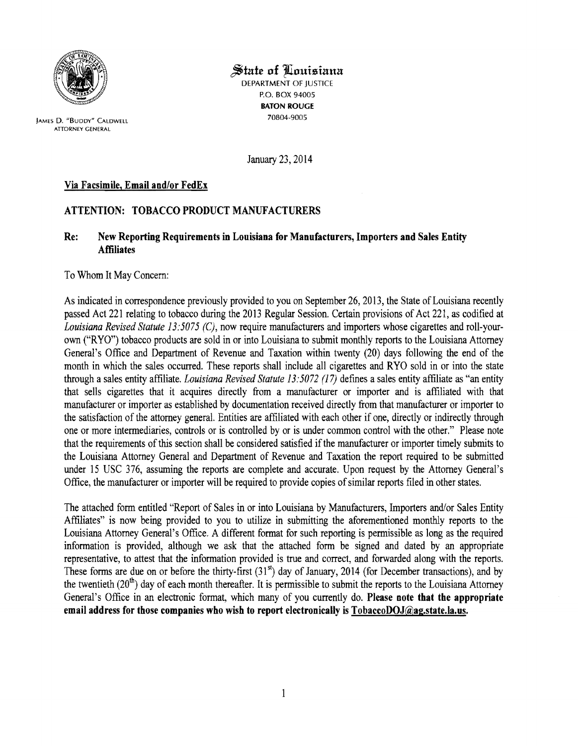**State of Louisiana**
DEPARTMENT OF JUSTICE
P.O. BOX 94005
**BATON ROUGE**
70804-9005

JAMES D. "BUDDY" CALDWELL
ATTORNEY GENERAL

January 23, 2014

**Via Facsimile, Email and/or FedEx**

**ATTENTION: TOBACCO PRODUCT MANUFACTURERS**

**Re: New Reporting Requirements in Louisiana for Manufacturers, Importers and Sales Entity Affiliates**

To Whom It May Concern:

As indicated in correspondence previously provided to you on September 26, 2013, the State of Louisiana recently passed Act 221 relating to tobacco during the 2013 Regular Session. Certain provisions of Act 221, as codified at *Louisiana Revised Statute 13:5075 (C)*, now require manufacturers and importers whose cigarettes and roll-your-own ("RYO") tobacco products are sold in or into Louisiana to submit monthly reports to the Louisiana Attorney General's Office and Department of Revenue and Taxation within twenty (20) days following the end of the month in which the sales occurred. These reports shall include all cigarettes and RYO sold in or into the state through a sales entity affiliate. *Louisiana Revised Statute 13:5072 (17)* defines a sales entity affiliate as "an entity that sells cigarettes that it acquires directly from a manufacturer or importer and is affiliated with that manufacturer or importer as established by documentation received directly from that manufacturer or importer to the satisfaction of the attorney general. Entities are affiliated with each other if one, directly or indirectly through one or more intermediaries, controls or is controlled by or is under common control with the other." Please note that the requirements of this section shall be considered satisfied if the manufacturer or importer timely submits to the Louisiana Attorney General and Department of Revenue and Taxation the report required to be submitted under 15 USC 376, assuming the reports are complete and accurate. Upon request by the Attorney General's Office, the manufacturer or importer will be required to provide copies of similar reports filed in other states.

The attached form entitled "Report of Sales in or into Louisiana by Manufacturers, Importers and/or Sales Entity Affiliates" is now being provided to you to utilize in submitting the aforementioned monthly reports to the Louisiana Attorney General's Office. A different format for such reporting is permissible as long as the required information is provided, although we ask that the attached form be signed and dated by an appropriate representative, to attest that the information provided is true and correct, and forwarded along with the reports. These forms are due on or before the thirty-first (31st) day of January, 2014 (for December transactions), and by the twentieth (20th) day of each month thereafter. It is permissible to submit the reports to the Louisiana Attorney General's Office in an electronic format, which many of you currently do. **Please note that the appropriate email address for those companies who wish to report electronically is TobaccoDOJ@ag.state.la.us.**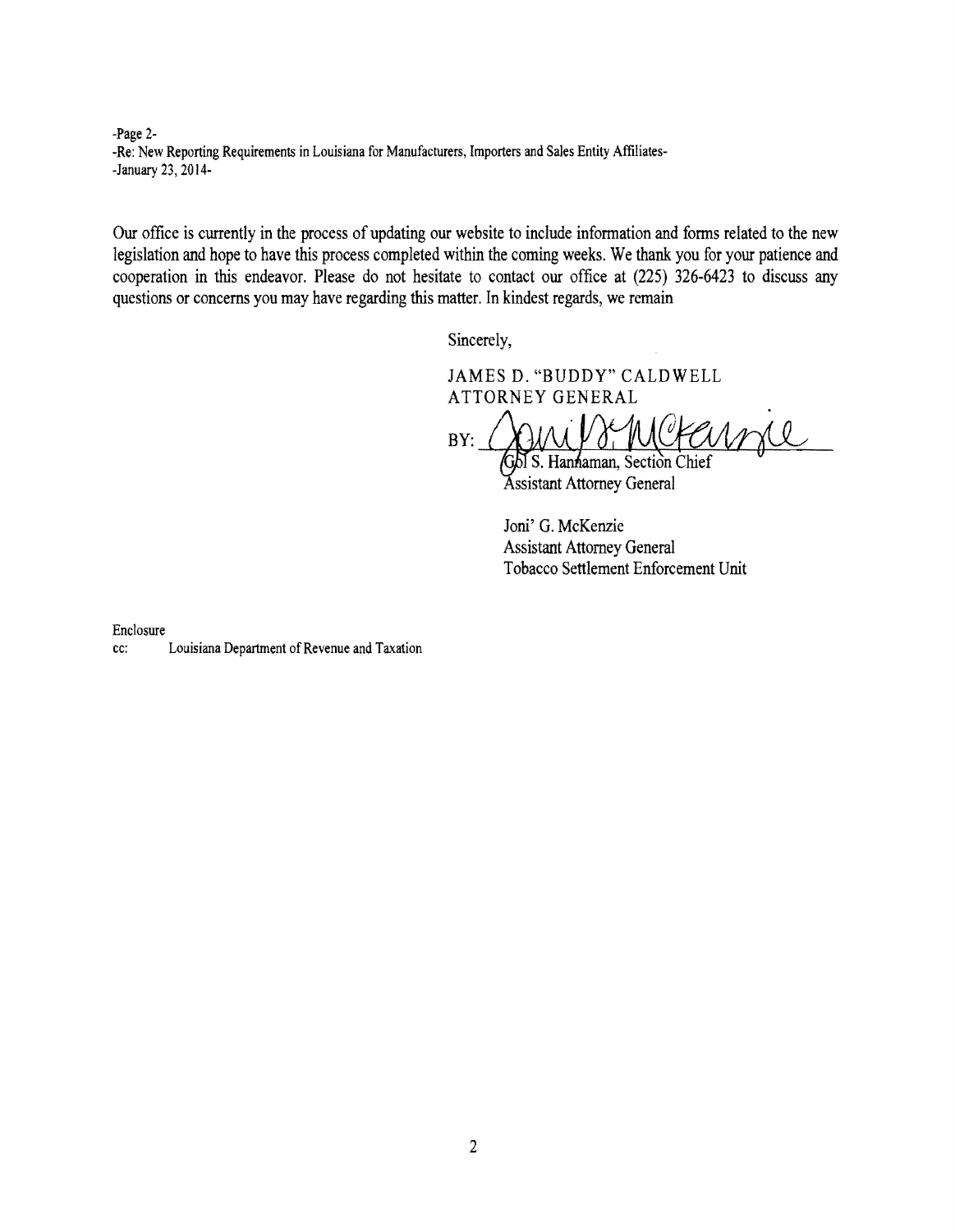-Page 2-
-Re: New Reporting Requirements in Louisiana for Manufacturers, Importers and Sales Entity Affiliates-
-January 23, 2014-

Our office is currently in the process of updating our website to include information and forms related to the new legislation and hope to have this process completed within the coming weeks. We thank you for your patience and cooperation in this endeavor. Please do not hesitate to contact our office at (225) 326-6423 to discuss any questions or concerns you may have regarding this matter. In kindest regards, we remain

Sincerely,

JAMES D. "BUDDY" CALDWELL
ATTORNEY GENERAL

BY: ______________________
Gol S. Hannaman, Section Chief
Assistant Attorney General

Joni' G. McKenzie
Assistant Attorney General
Tobacco Settlement Enforcement Unit

Enclosure
cc: Louisiana Department of Revenue and Taxation